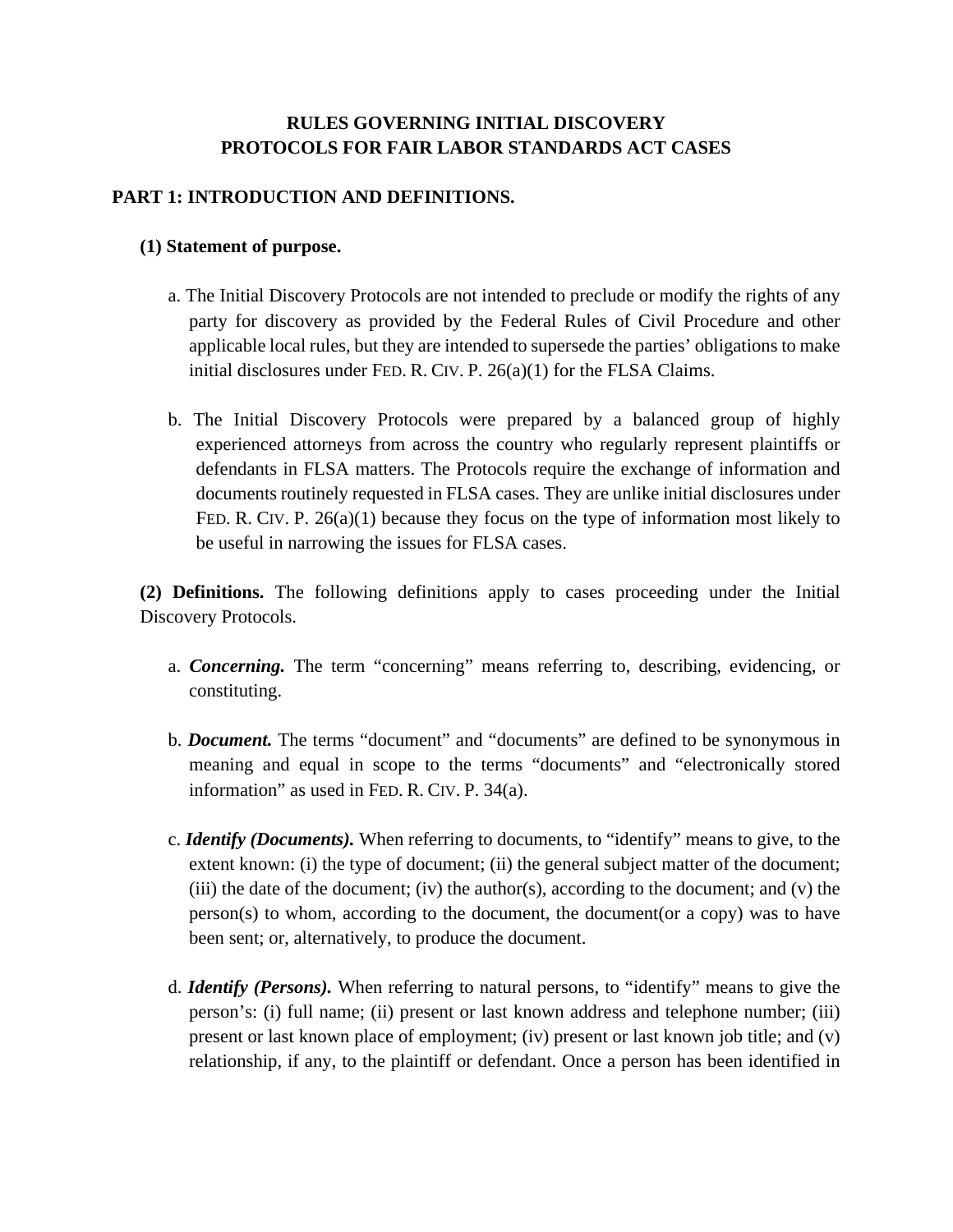# RULES GOVERNING INITIAL DISCOVERY PROTOCOLS FOR FAIR LABOR STANDARDS ACT CASES

## PART 1: INTRODUCTION AND DEFINITIONS.

### (1) Statement of purpose.

a. The Initial Discovery Protocols are not intended to preclude or modify the rights of any party for discovery as provided by the Federal Rules of Civil Procedure and other applicable local rules, but they are intended to supersede the parties' obligations to make initial disclosures under FED. R. CIV. P. 26(a)(1) for the FLSA Claims.

b. The Initial Discovery Protocols were prepared by a balanced group of highly experienced attorneys from across the country who regularly represent plaintiffs or defendants in FLSA matters. The Protocols require the exchange of information and documents routinely requested in FLSA cases. They are unlike initial disclosures under FED. R. CIV. P. 26(a)(1) because they focus on the type of information most likely to be useful in narrowing the issues for FLSA cases.

**(2) Definitions.** The following definitions apply to cases proceeding under the Initial Discovery Protocols.

a. ***Concerning.*** The term "concerning" means referring to, describing, evidencing, or constituting.

b. ***Document.*** The terms "document" and "documents" are defined to be synonymous in meaning and equal in scope to the terms "documents" and "electronically stored information" as used in FED. R. CIV. P. 34(a).

c. ***Identify (Documents).*** When referring to documents, to "identify" means to give, to the extent known: (i) the type of document; (ii) the general subject matter of the document; (iii) the date of the document; (iv) the author(s), according to the document; and (v) the person(s) to whom, according to the document, the document(or a copy) was to have been sent; or, alternatively, to produce the document.

d. ***Identify (Persons).*** When referring to natural persons, to "identify" means to give the person's: (i) full name; (ii) present or last known address and telephone number; (iii) present or last known place of employment; (iv) present or last known job title; and (v) relationship, if any, to the plaintiff or defendant. Once a person has been identified in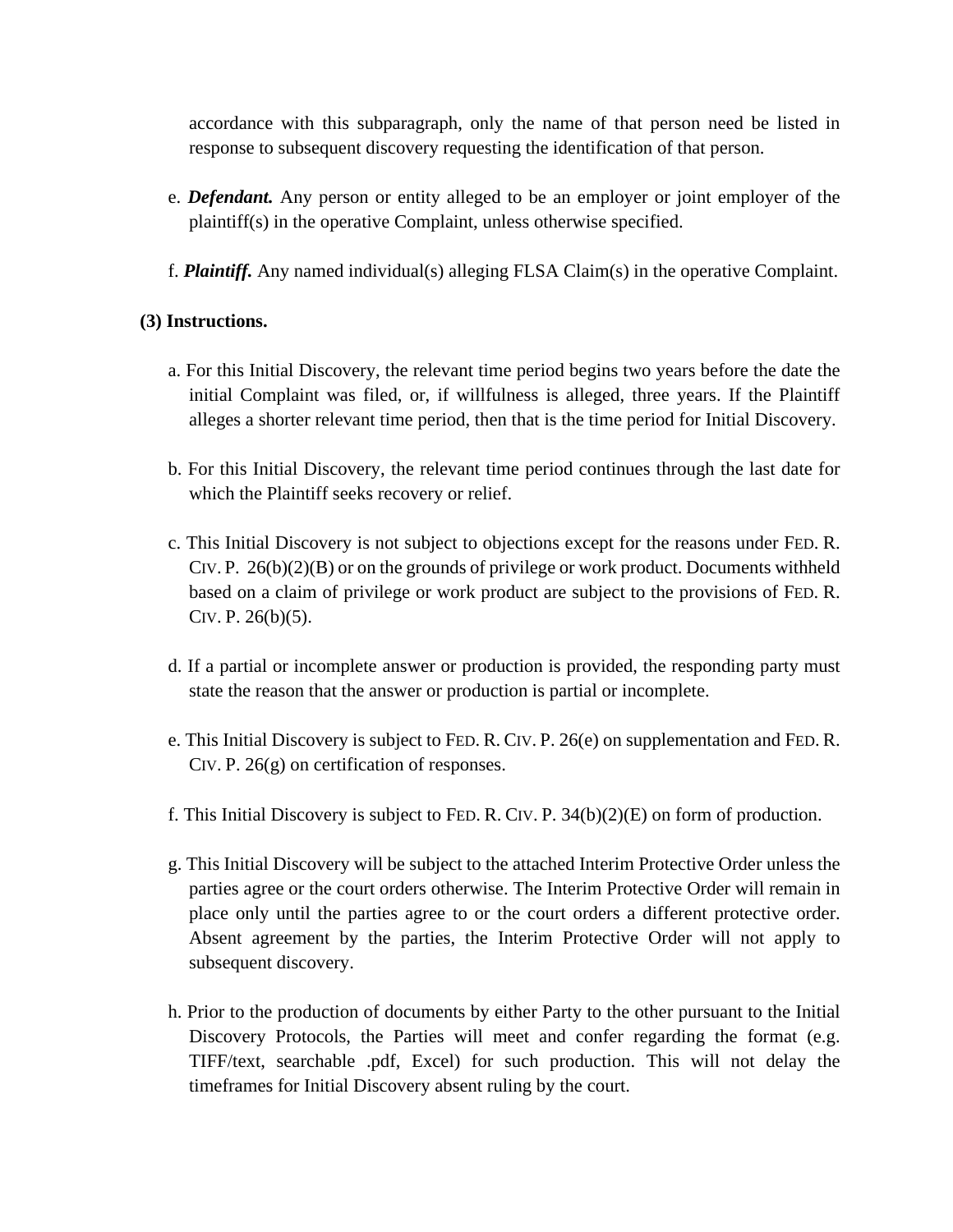accordance with this subparagraph, only the name of that person need be listed in response to subsequent discovery requesting the identification of that person.

e. ***Defendant.*** Any person or entity alleged to be an employer or joint employer of the plaintiff(s) in the operative Complaint, unless otherwise specified.

f. ***Plaintiff.*** Any named individual(s) alleging FLSA Claim(s) in the operative Complaint.

**(3) Instructions.**

a. For this Initial Discovery, the relevant time period begins two years before the date the initial Complaint was filed, or, if willfulness is alleged, three years. If the Plaintiff alleges a shorter relevant time period, then that is the time period for Initial Discovery.

b. For this Initial Discovery, the relevant time period continues through the last date for which the Plaintiff seeks recovery or relief.

c. This Initial Discovery is not subject to objections except for the reasons under FED. R. CIV. P. 26(b)(2)(B) or on the grounds of privilege or work product. Documents withheld based on a claim of privilege or work product are subject to the provisions of FED. R. CIV. P. 26(b)(5).

d. If a partial or incomplete answer or production is provided, the responding party must state the reason that the answer or production is partial or incomplete.

e. This Initial Discovery is subject to FED. R. CIV. P. 26(e) on supplementation and FED. R. CIV. P. 26(g) on certification of responses.

f. This Initial Discovery is subject to FED. R. CIV. P. 34(b)(2)(E) on form of production.

g. This Initial Discovery will be subject to the attached Interim Protective Order unless the parties agree or the court orders otherwise. The Interim Protective Order will remain in place only until the parties agree to or the court orders a different protective order. Absent agreement by the parties, the Interim Protective Order will not apply to subsequent discovery.

h. Prior to the production of documents by either Party to the other pursuant to the Initial Discovery Protocols, the Parties will meet and confer regarding the format (e.g. TIFF/text, searchable .pdf, Excel) for such production. This will not delay the timeframes for Initial Discovery absent ruling by the court.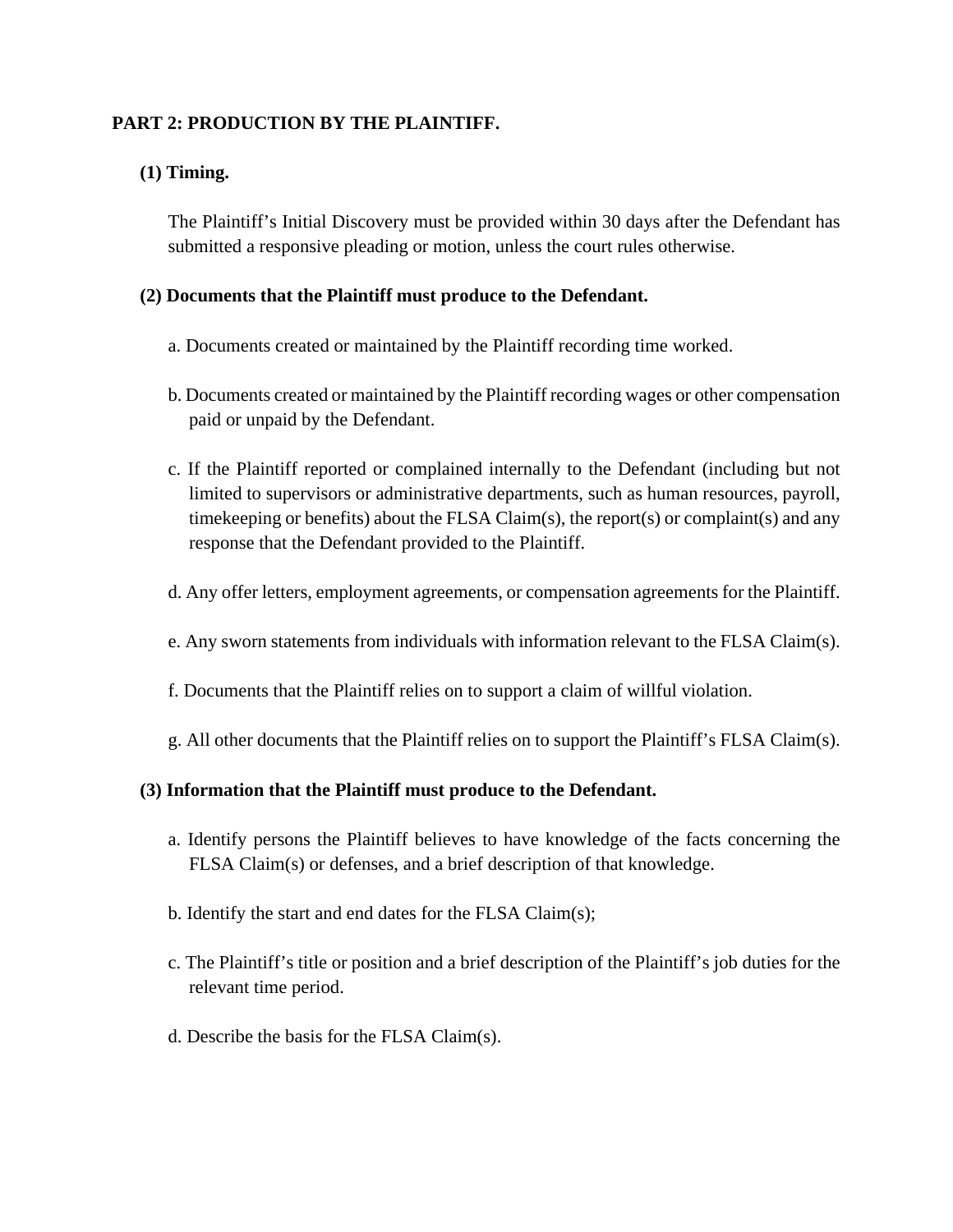## PART 2: PRODUCTION BY THE PLAINTIFF.

### (1) Timing.

The Plaintiff's Initial Discovery must be provided within 30 days after the Defendant has submitted a responsive pleading or motion, unless the court rules otherwise.

### (2) Documents that the Plaintiff must produce to the Defendant.

a. Documents created or maintained by the Plaintiff recording time worked.

b. Documents created or maintained by the Plaintiff recording wages or other compensation paid or unpaid by the Defendant.

c. If the Plaintiff reported or complained internally to the Defendant (including but not limited to supervisors or administrative departments, such as human resources, payroll, timekeeping or benefits) about the FLSA Claim(s), the report(s) or complaint(s) and any response that the Defendant provided to the Plaintiff.

d. Any offer letters, employment agreements, or compensation agreements for the Plaintiff.

e. Any sworn statements from individuals with information relevant to the FLSA Claim(s).

f. Documents that the Plaintiff relies on to support a claim of willful violation.

g. All other documents that the Plaintiff relies on to support the Plaintiff's FLSA Claim(s).

### (3) Information that the Plaintiff must produce to the Defendant.

a. Identify persons the Plaintiff believes to have knowledge of the facts concerning the FLSA Claim(s) or defenses, and a brief description of that knowledge.

b. Identify the start and end dates for the FLSA Claim(s);

c. The Plaintiff's title or position and a brief description of the Plaintiff's job duties for the relevant time period.

d. Describe the basis for the FLSA Claim(s).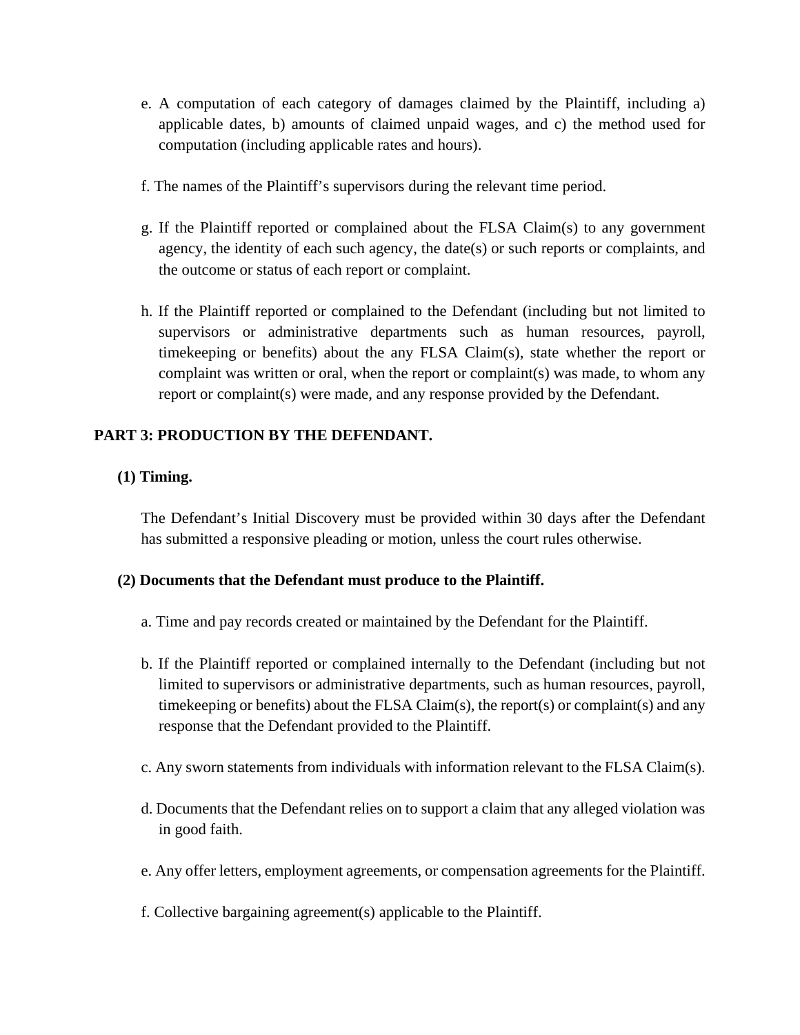e. A computation of each category of damages claimed by the Plaintiff, including a) applicable dates, b) amounts of claimed unpaid wages, and c) the method used for computation (including applicable rates and hours).

f. The names of the Plaintiff's supervisors during the relevant time period.

g. If the Plaintiff reported or complained about the FLSA Claim(s) to any government agency, the identity of each such agency, the date(s) or such reports or complaints, and the outcome or status of each report or complaint.

h. If the Plaintiff reported or complained to the Defendant (including but not limited to supervisors or administrative departments such as human resources, payroll, timekeeping or benefits) about the any FLSA Claim(s), state whether the report or complaint was written or oral, when the report or complaint(s) was made, to whom any report or complaint(s) were made, and any response provided by the Defendant.

**PART 3: PRODUCTION BY THE DEFENDANT.**

**(1) Timing.**

The Defendant's Initial Discovery must be provided within 30 days after the Defendant has submitted a responsive pleading or motion, unless the court rules otherwise.

**(2) Documents that the Defendant must produce to the Plaintiff.**

a. Time and pay records created or maintained by the Defendant for the Plaintiff.

b. If the Plaintiff reported or complained internally to the Defendant (including but not limited to supervisors or administrative departments, such as human resources, payroll, timekeeping or benefits) about the FLSA Claim(s), the report(s) or complaint(s) and any response that the Defendant provided to the Plaintiff.

c. Any sworn statements from individuals with information relevant to the FLSA Claim(s).

d. Documents that the Defendant relies on to support a claim that any alleged violation was in good faith.

e. Any offer letters, employment agreements, or compensation agreements for the Plaintiff.

f. Collective bargaining agreement(s) applicable to the Plaintiff.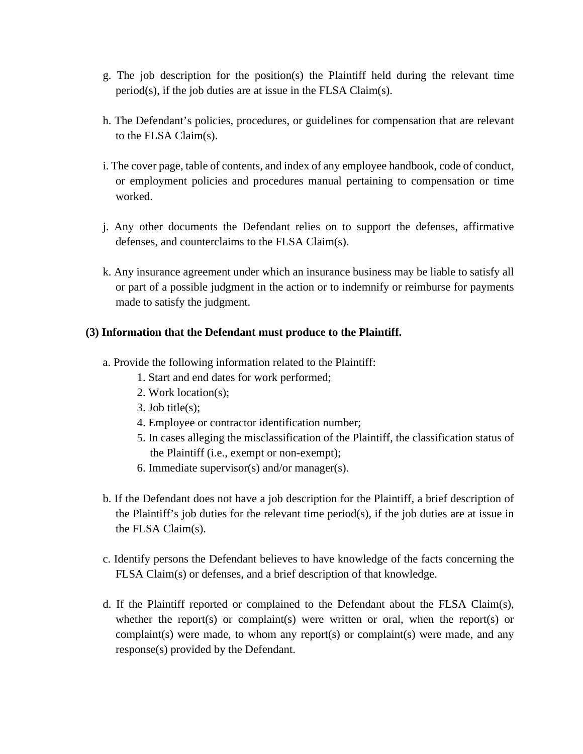g. The job description for the position(s) the Plaintiff held during the relevant time period(s), if the job duties are at issue in the FLSA Claim(s).

h. The Defendant's policies, procedures, or guidelines for compensation that are relevant to the FLSA Claim(s).

i. The cover page, table of contents, and index of any employee handbook, code of conduct, or employment policies and procedures manual pertaining to compensation or time worked.

j. Any other documents the Defendant relies on to support the defenses, affirmative defenses, and counterclaims to the FLSA Claim(s).

k. Any insurance agreement under which an insurance business may be liable to satisfy all or part of a possible judgment in the action or to indemnify or reimburse for payments made to satisfy the judgment.

**(3) Information that the Defendant must produce to the Plaintiff.**

a. Provide the following information related to the Plaintiff:

1. Start and end dates for work performed;
2. Work location(s);
3. Job title(s);
4. Employee or contractor identification number;
5. In cases alleging the misclassification of the Plaintiff, the classification status of the Plaintiff (i.e., exempt or non-exempt);
6. Immediate supervisor(s) and/or manager(s).

b. If the Defendant does not have a job description for the Plaintiff, a brief description of the Plaintiff's job duties for the relevant time period(s), if the job duties are at issue in the FLSA Claim(s).

c. Identify persons the Defendant believes to have knowledge of the facts concerning the FLSA Claim(s) or defenses, and a brief description of that knowledge.

d. If the Plaintiff reported or complained to the Defendant about the FLSA Claim(s), whether the report(s) or complaint(s) were written or oral, when the report(s) or complaint(s) were made, to whom any report(s) or complaint(s) were made, and any response(s) provided by the Defendant.